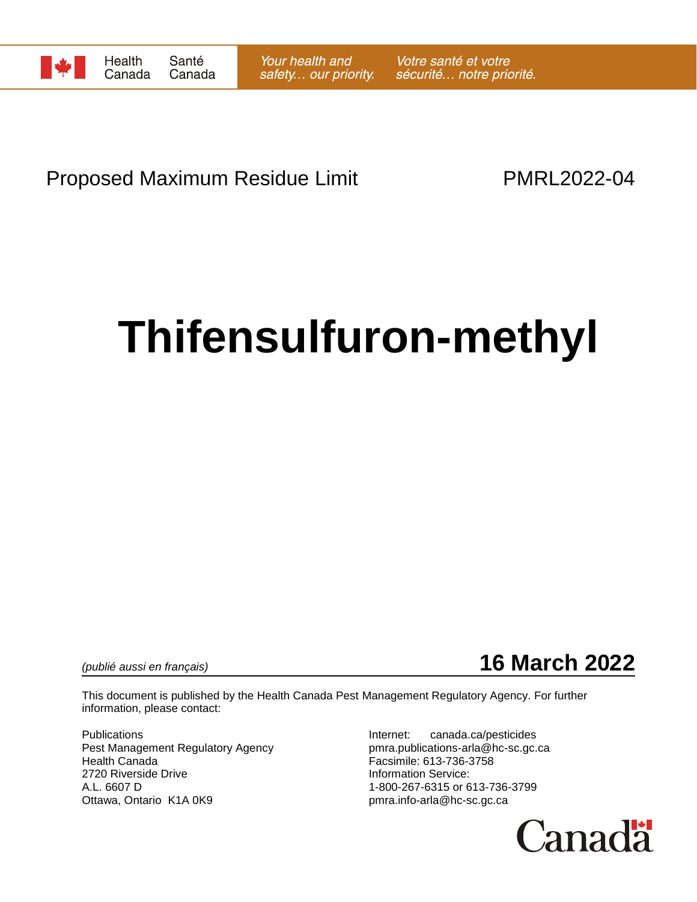Health Canada | Santé Canada

*Your health and safety… our priority.* | *Votre santé et votre sécurité… notre priorité.*

Proposed Maximum Residue Limit PMRL2022-04

# Thifensulfuron-methyl

*(publié aussi en français)*

**16 March 2022**

This document is published by the Health Canada Pest Management Regulatory Agency. For further information, please contact:

Publications
Pest Management Regulatory Agency
Health Canada
2720 Riverside Drive
A.L. 6607 D
Ottawa, Ontario K1A 0K9

Internet: canada.ca/pesticides
pmra.publications-arla@hc-sc.gc.ca
Facsimile: 613-736-3758
Information Service:
1-800-267-6315 or 613-736-3799
pmra.info-arla@hc-sc.gc.ca

Canada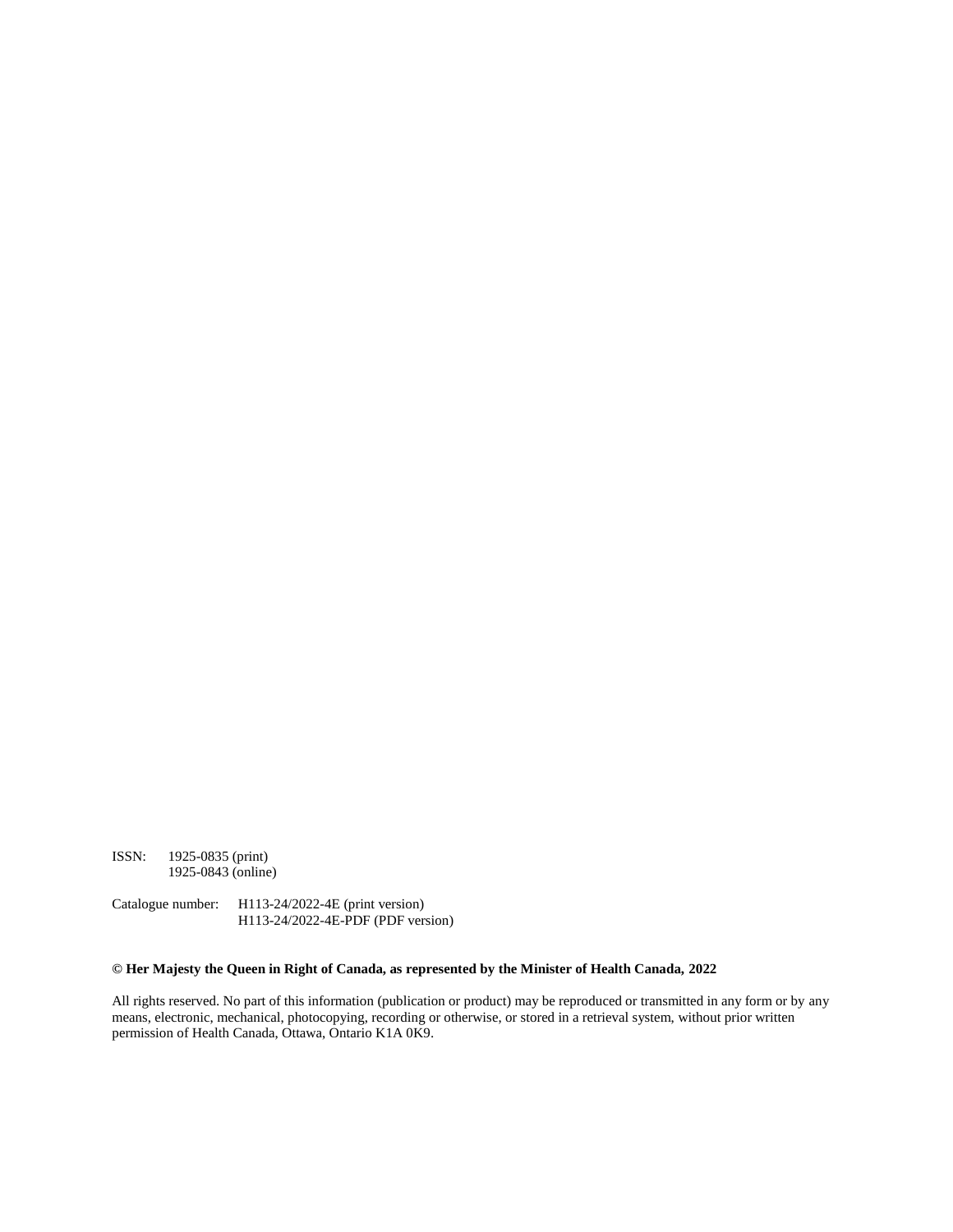ISSN: 1925-0835 (print)
1925-0843 (online)

Catalogue number: H113-24/2022-4E (print version)
H113-24/2022-4E-PDF (PDF version)

**© Her Majesty the Queen in Right of Canada, as represented by the Minister of Health Canada, 2022**

All rights reserved. No part of this information (publication or product) may be reproduced or transmitted in any form or by any means, electronic, mechanical, photocopying, recording or otherwise, or stored in a retrieval system, without prior written permission of Health Canada, Ottawa, Ontario K1A 0K9.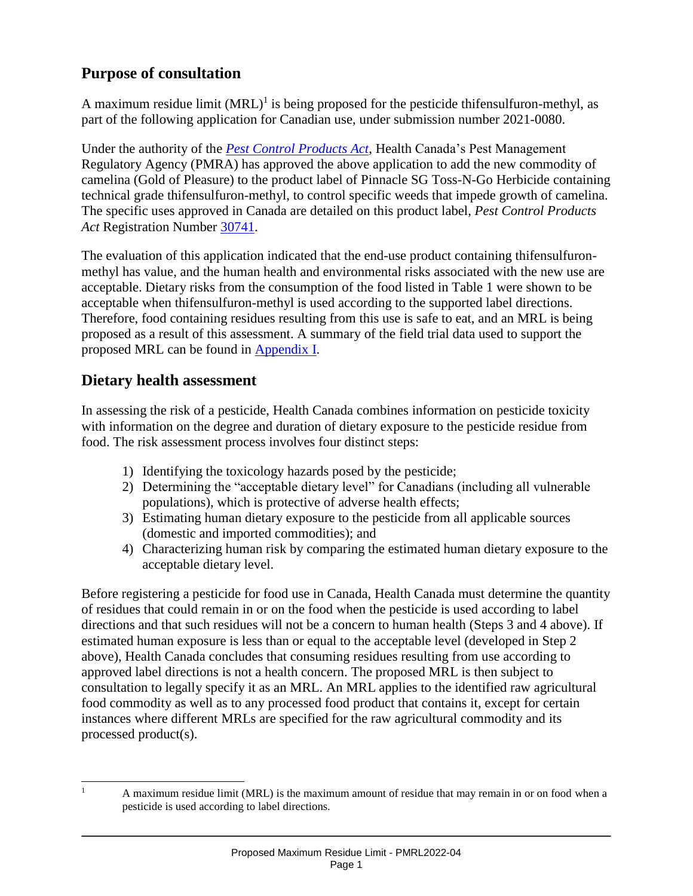## Purpose of consultation

A maximum residue limit (MRL)[1] is being proposed for the pesticide thifensulfuron-methyl, as part of the following application for Canadian use, under submission number 2021-0080.

Under the authority of the *Pest Control Products Act*, Health Canada's Pest Management Regulatory Agency (PMRA) has approved the above application to add the new commodity of camelina (Gold of Pleasure) to the product label of Pinnacle SG Toss-N-Go Herbicide containing technical grade thifensulfuron-methyl, to control specific weeds that impede growth of camelina. The specific uses approved in Canada are detailed on this product label, *Pest Control Products Act* Registration Number 30741.

The evaluation of this application indicated that the end-use product containing thifensulfuron-methyl has value, and the human health and environmental risks associated with the new use are acceptable. Dietary risks from the consumption of the food listed in Table 1 were shown to be acceptable when thifensulfuron-methyl is used according to the supported label directions. Therefore, food containing residues resulting from this use is safe to eat, and an MRL is being proposed as a result of this assessment. A summary of the field trial data used to support the proposed MRL can be found in Appendix I.

## Dietary health assessment

In assessing the risk of a pesticide, Health Canada combines information on pesticide toxicity with information on the degree and duration of dietary exposure to the pesticide residue from food. The risk assessment process involves four distinct steps:

1) Identifying the toxicology hazards posed by the pesticide;
2) Determining the "acceptable dietary level" for Canadians (including all vulnerable populations), which is protective of adverse health effects;
3) Estimating human dietary exposure to the pesticide from all applicable sources (domestic and imported commodities); and
4) Characterizing human risk by comparing the estimated human dietary exposure to the acceptable dietary level.

Before registering a pesticide for food use in Canada, Health Canada must determine the quantity of residues that could remain in or on the food when the pesticide is used according to label directions and that such residues will not be a concern to human health (Steps 3 and 4 above). If estimated human exposure is less than or equal to the acceptable level (developed in Step 2 above), Health Canada concludes that consuming residues resulting from use according to approved label directions is not a health concern. The proposed MRL is then subject to consultation to legally specify it as an MRL. An MRL applies to the identified raw agricultural food commodity as well as to any processed food product that contains it, except for certain instances where different MRLs are specified for the raw agricultural commodity and its processed product(s).

[1] A maximum residue limit (MRL) is the maximum amount of residue that may remain in or on food when a pesticide is used according to label directions.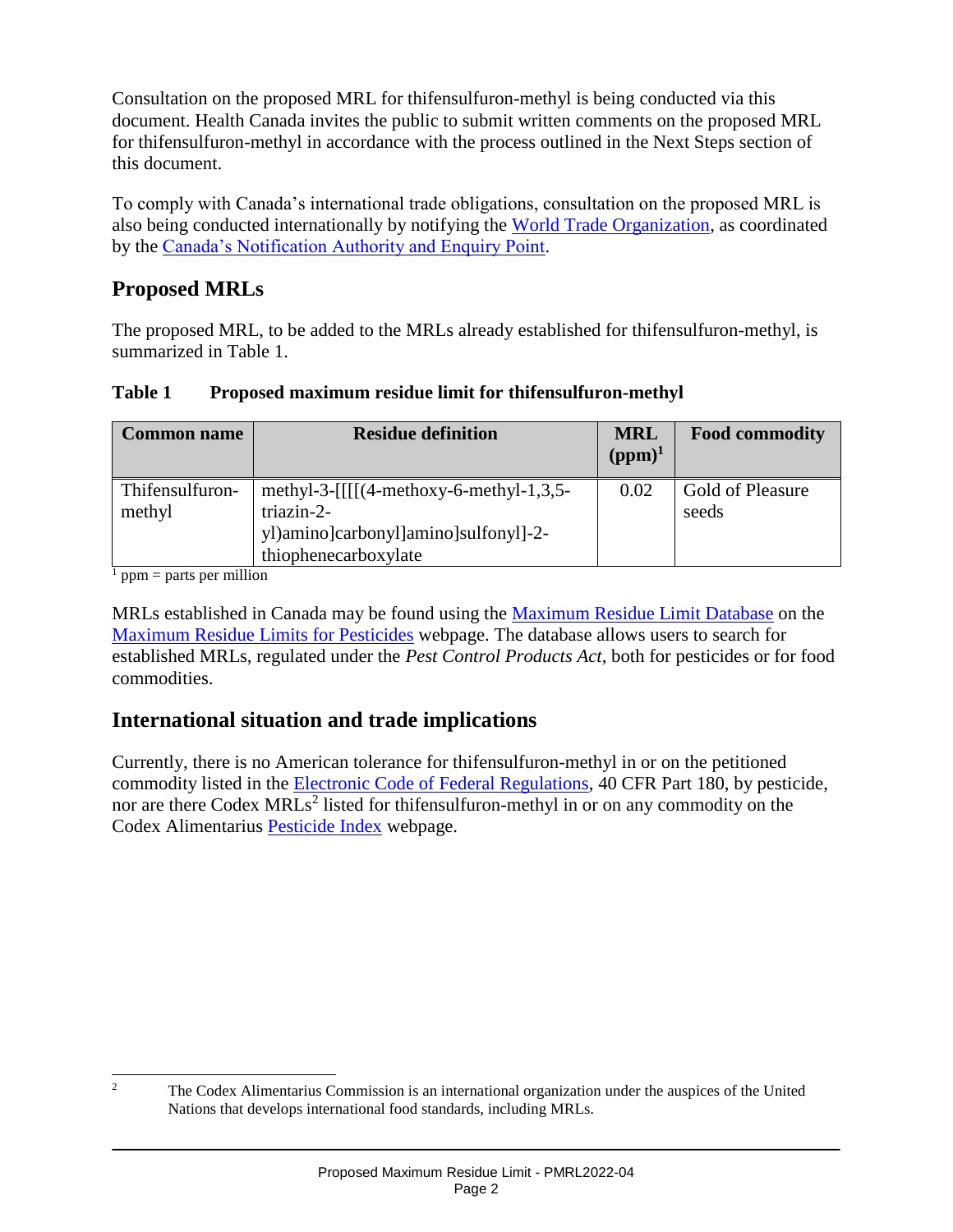Consultation on the proposed MRL for thifensulfuron-methyl is being conducted via this document. Health Canada invites the public to submit written comments on the proposed MRL for thifensulfuron-methyl in accordance with the process outlined in the Next Steps section of this document.

To comply with Canada's international trade obligations, consultation on the proposed MRL is also being conducted internationally by notifying the World Trade Organization, as coordinated by the Canada's Notification Authority and Enquiry Point.

## Proposed MRLs

The proposed MRL, to be added to the MRLs already established for thifensulfuron-methyl, is summarized in Table 1.

**Table 1 Proposed maximum residue limit for thifensulfuron-methyl**

| Common name | Residue definition | MRL (ppm)[1] | Food commodity |
|---|---|---|---|
| Thifensulfuron-methyl | methyl-3-[[[[(4-methoxy-6-methyl-1,3,5-triazin-2-yl)amino]carbonyl]amino]sulfonyl]-2-thiophenecarboxylate | 0.02 | Gold of Pleasure seeds |

[1] ppm = parts per million

MRLs established in Canada may be found using the Maximum Residue Limit Database on the Maximum Residue Limits for Pesticides webpage. The database allows users to search for established MRLs, regulated under the *Pest Control Products Act*, both for pesticides or for food commodities.

## International situation and trade implications

Currently, there is no American tolerance for thifensulfuron-methyl in or on the petitioned commodity listed in the Electronic Code of Federal Regulations, 40 CFR Part 180, by pesticide, nor are there Codex MRLs[2] listed for thifensulfuron-methyl in or on any commodity on the Codex Alimentarius Pesticide Index webpage.

[2] The Codex Alimentarius Commission is an international organization under the auspices of the United Nations that develops international food standards, including MRLs.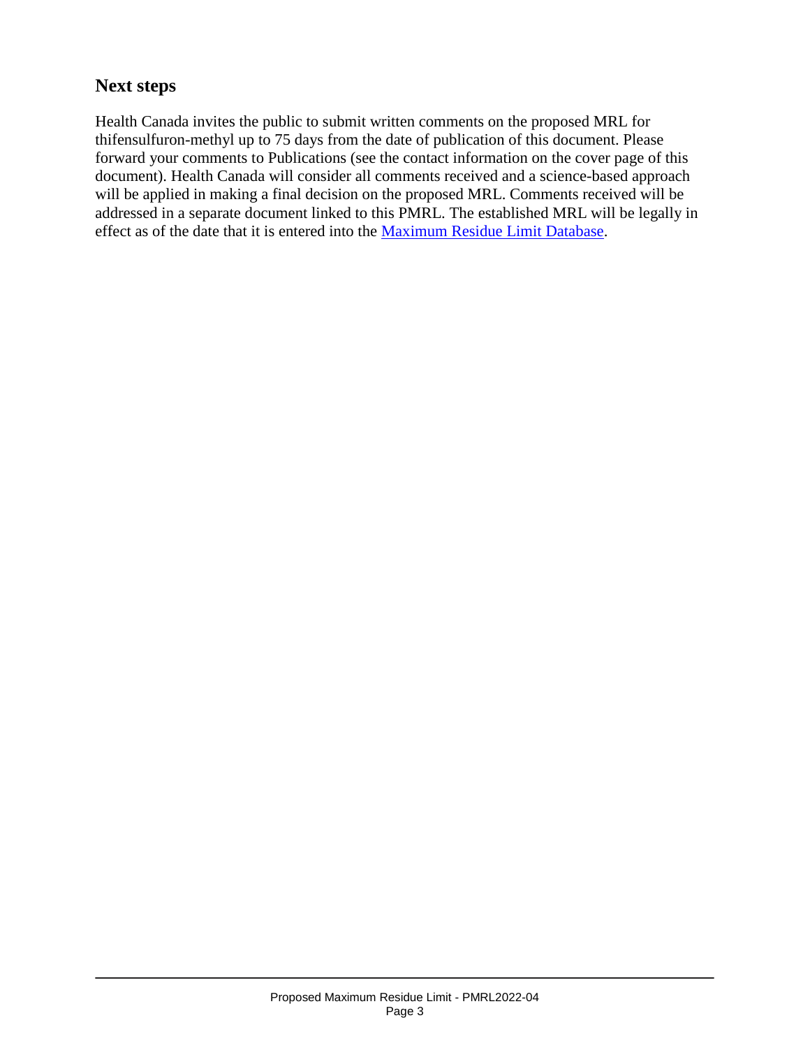## Next steps

Health Canada invites the public to submit written comments on the proposed MRL for thifensulfuron-methyl up to 75 days from the date of publication of this document. Please forward your comments to Publications (see the contact information on the cover page of this document). Health Canada will consider all comments received and a science-based approach will be applied in making a final decision on the proposed MRL. Comments received will be addressed in a separate document linked to this PMRL. The established MRL will be legally in effect as of the date that it is entered into the Maximum Residue Limit Database.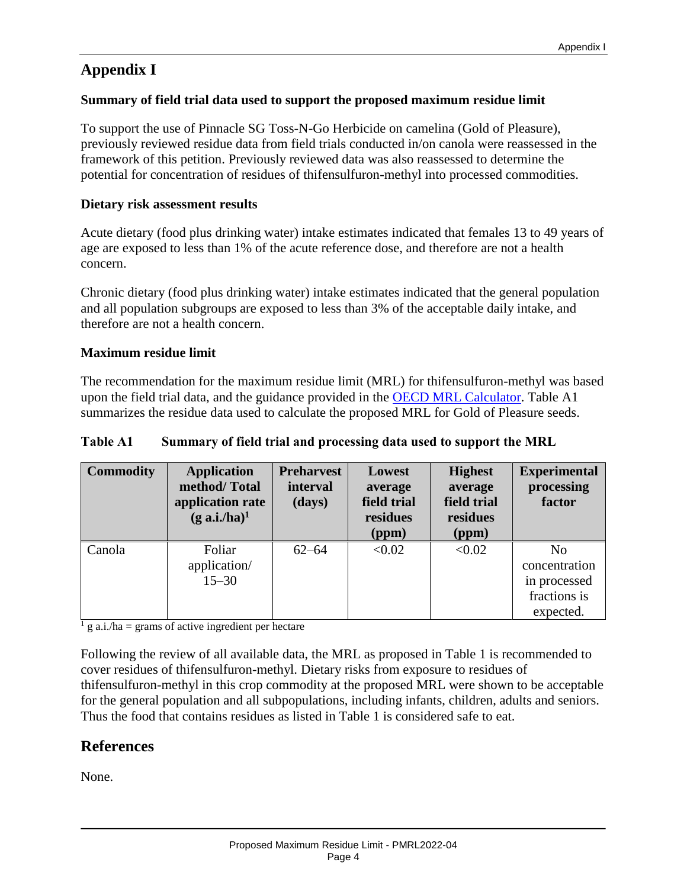# Appendix I

### Summary of field trial data used to support the proposed maximum residue limit

To support the use of Pinnacle SG Toss-N-Go Herbicide on camelina (Gold of Pleasure), previously reviewed residue data from field trials conducted in/on canola were reassessed in the framework of this petition. Previously reviewed data was also reassessed to determine the potential for concentration of residues of thifensulfuron-methyl into processed commodities.

### Dietary risk assessment results

Acute dietary (food plus drinking water) intake estimates indicated that females 13 to 49 years of age are exposed to less than 1% of the acute reference dose, and therefore are not a health concern.

Chronic dietary (food plus drinking water) intake estimates indicated that the general population and all population subgroups are exposed to less than 3% of the acceptable daily intake, and therefore are not a health concern.

### Maximum residue limit

The recommendation for the maximum residue limit (MRL) for thifensulfuron-methyl was based upon the field trial data, and the guidance provided in the OECD MRL Calculator. Table A1 summarizes the residue data used to calculate the proposed MRL for Gold of Pleasure seeds.

**Table A1 Summary of field trial and processing data used to support the MRL**

| Commodity | Application method/ Total application rate (g a.i./ha)[1] | Preharvest interval (days) | Lowest average field trial residues (ppm) | Highest average field trial residues (ppm) | Experimental processing factor |
|---|---|---|---|---|---|
| Canola | Foliar application/ 15–30 | 62–64 | <0.02 | <0.02 | No concentration in processed fractions is expected. |

[1] g a.i./ha = grams of active ingredient per hectare

Following the review of all available data, the MRL as proposed in Table 1 is recommended to cover residues of thifensulfuron-methyl. Dietary risks from exposure to residues of thifensulfuron-methyl in this crop commodity at the proposed MRL were shown to be acceptable for the general population and all subpopulations, including infants, children, adults and seniors. Thus the food that contains residues as listed in Table 1 is considered safe to eat.

## References

None.